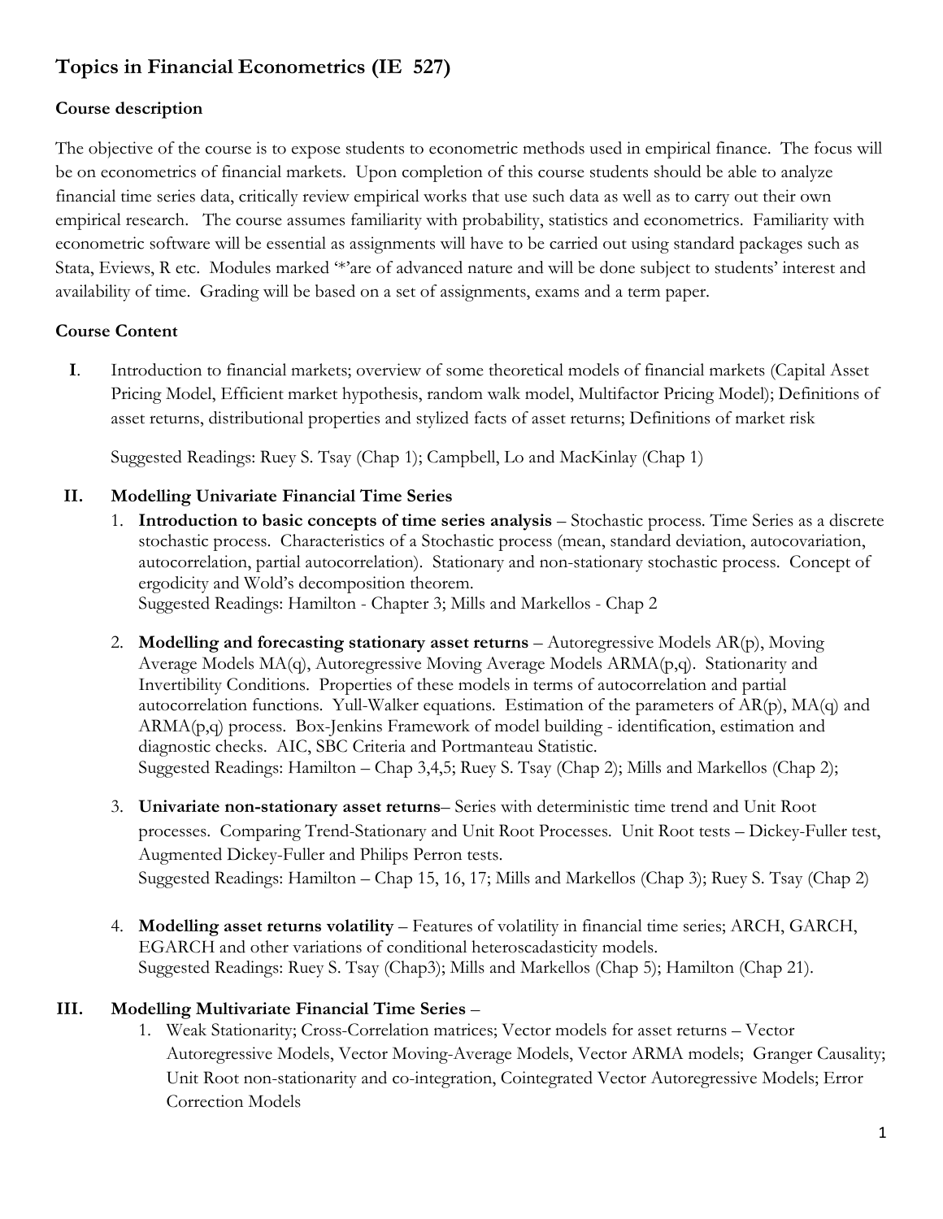# Topics in Financial Econometrics (IE 527)

## Course description

The objective of the course is to expose students to econometric methods used in empirical finance. The focus will be on econometrics of financial markets. Upon completion of this course students should be able to analyze financial time series data, critically review empirical works that use such data as well as to carry out their own empirical research. The course assumes familiarity with probability, statistics and econometrics. Familiarity with econometric software will be essential as assignments will have to be carried out using standard packages such as Stata, Eviews, R etc. Modules marked '*'are of advanced nature and will be done subject to students' interest and availability of time. Grading will be based on a set of assignments, exams and a term paper.

## Course Content

**I**. Introduction to financial markets; overview of some theoretical models of financial markets (Capital Asset Pricing Model, Efficient market hypothesis, random walk model, Multifactor Pricing Model); Definitions of asset returns, distributional properties and stylized facts of asset returns; Definitions of market risk

Suggested Readings: Ruey S. Tsay (Chap 1); Campbell, Lo and MacKinlay (Chap 1)

**II. Modelling Univariate Financial Time Series**

1. **Introduction to basic concepts of time series analysis** – Stochastic process. Time Series as a discrete stochastic process. Characteristics of a Stochastic process (mean, standard deviation, autocovariation, autocorrelation, partial autocorrelation). Stationary and non-stationary stochastic process. Concept of ergodicity and Wold's decomposition theorem.
   Suggested Readings: Hamilton - Chapter 3; Mills and Markellos - Chap 2

2. **Modelling and forecasting stationary asset returns** – Autoregressive Models AR(p), Moving Average Models MA(q), Autoregressive Moving Average Models ARMA(p,q). Stationarity and Invertibility Conditions. Properties of these models in terms of autocorrelation and partial autocorrelation functions. Yull-Walker equations. Estimation of the parameters of AR(p), MA(q) and ARMA(p,q) process. Box-Jenkins Framework of model building - identification, estimation and diagnostic checks. AIC, SBC Criteria and Portmanteau Statistic.
   Suggested Readings: Hamilton – Chap 3,4,5; Ruey S. Tsay (Chap 2); Mills and Markellos (Chap 2);

3. **Univariate non-stationary asset returns**– Series with deterministic time trend and Unit Root processes. Comparing Trend-Stationary and Unit Root Processes. Unit Root tests – Dickey-Fuller test, Augmented Dickey-Fuller and Philips Perron tests.
   Suggested Readings: Hamilton – Chap 15, 16, 17; Mills and Markellos (Chap 3); Ruey S. Tsay (Chap 2)

4. **Modelling asset returns volatility** – Features of volatility in financial time series; ARCH, GARCH, EGARCH and other variations of conditional heteroscadasticity models.
   Suggested Readings: Ruey S. Tsay (Chap3); Mills and Markellos (Chap 5); Hamilton (Chap 21).

**III. Modelling Multivariate Financial Time Series** –

1. Weak Stationarity; Cross-Correlation matrices; Vector models for asset returns – Vector Autoregressive Models, Vector Moving-Average Models, Vector ARMA models; Granger Causality; Unit Root non-stationarity and co-integration, Cointegrated Vector Autoregressive Models; Error Correction Models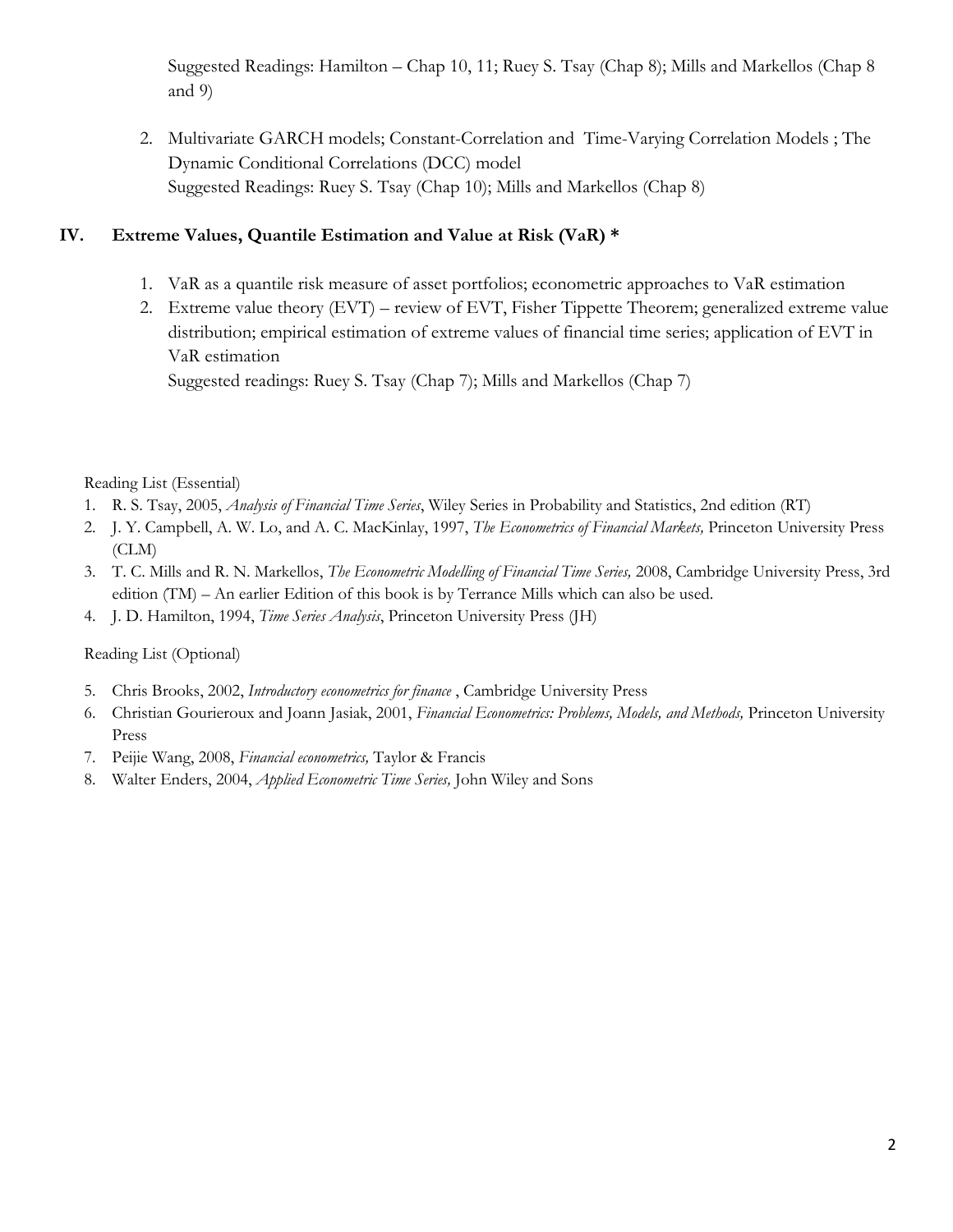Suggested Readings: Hamilton – Chap 10, 11; Ruey S. Tsay (Chap 8); Mills and Markellos (Chap 8 and 9)

2. Multivariate GARCH models; Constant-Correlation and Time-Varying Correlation Models ; The Dynamic Conditional Correlations (DCC) model
   Suggested Readings: Ruey S. Tsay (Chap 10); Mills and Markellos (Chap 8)

## IV. Extreme Values, Quantile Estimation and Value at Risk (VaR) *

1. VaR as a quantile risk measure of asset portfolios; econometric approaches to VaR estimation
2. Extreme value theory (EVT) – review of EVT, Fisher Tippette Theorem; generalized extreme value distribution; empirical estimation of extreme values of financial time series; application of EVT in VaR estimation
   Suggested readings: Ruey S. Tsay (Chap 7); Mills and Markellos (Chap 7)

Reading List (Essential)

1. R. S. Tsay, 2005, *Analysis of Financial Time Series*, Wiley Series in Probability and Statistics, 2nd edition (RT)
2. J. Y. Campbell, A. W. Lo, and A. C. MacKinlay, 1997, *The Econometrics of Financial Markets,* Princeton University Press (CLM)
3. T. C. Mills and R. N. Markellos, *The Econometric Modelling of Financial Time Series,* 2008, Cambridge University Press, 3rd edition (TM) – An earlier Edition of this book is by Terrance Mills which can also be used.
4. J. D. Hamilton, 1994, *Time Series Analysis*, Princeton University Press (JH)

Reading List (Optional)

5. Chris Brooks, 2002, *Introductory econometrics for finance* , Cambridge University Press
6. Christian Gourieroux and Joann Jasiak, 2001, *Financial Econometrics: Problems, Models, and Methods,* Princeton University Press
7. Peijie Wang, 2008, *Financial econometrics,* Taylor & Francis
8. Walter Enders, 2004, *Applied Econometric Time Series,* John Wiley and Sons